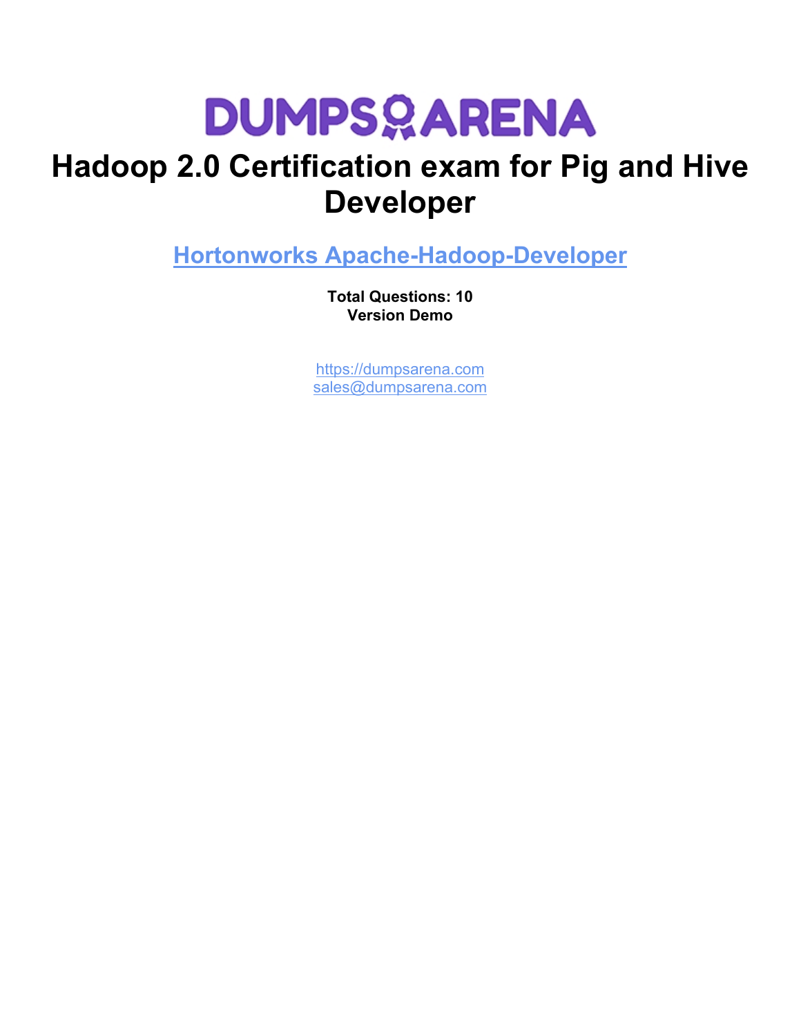# DUMPSARENA

# Hadoop 2.0 Certification exam for Pig and Hive Developer

## Hortonworks Apache-Hadoop-Developer

**Total Questions: 10**
**Version Demo**

https://dumpsarena.com
sales@dumpsarena.com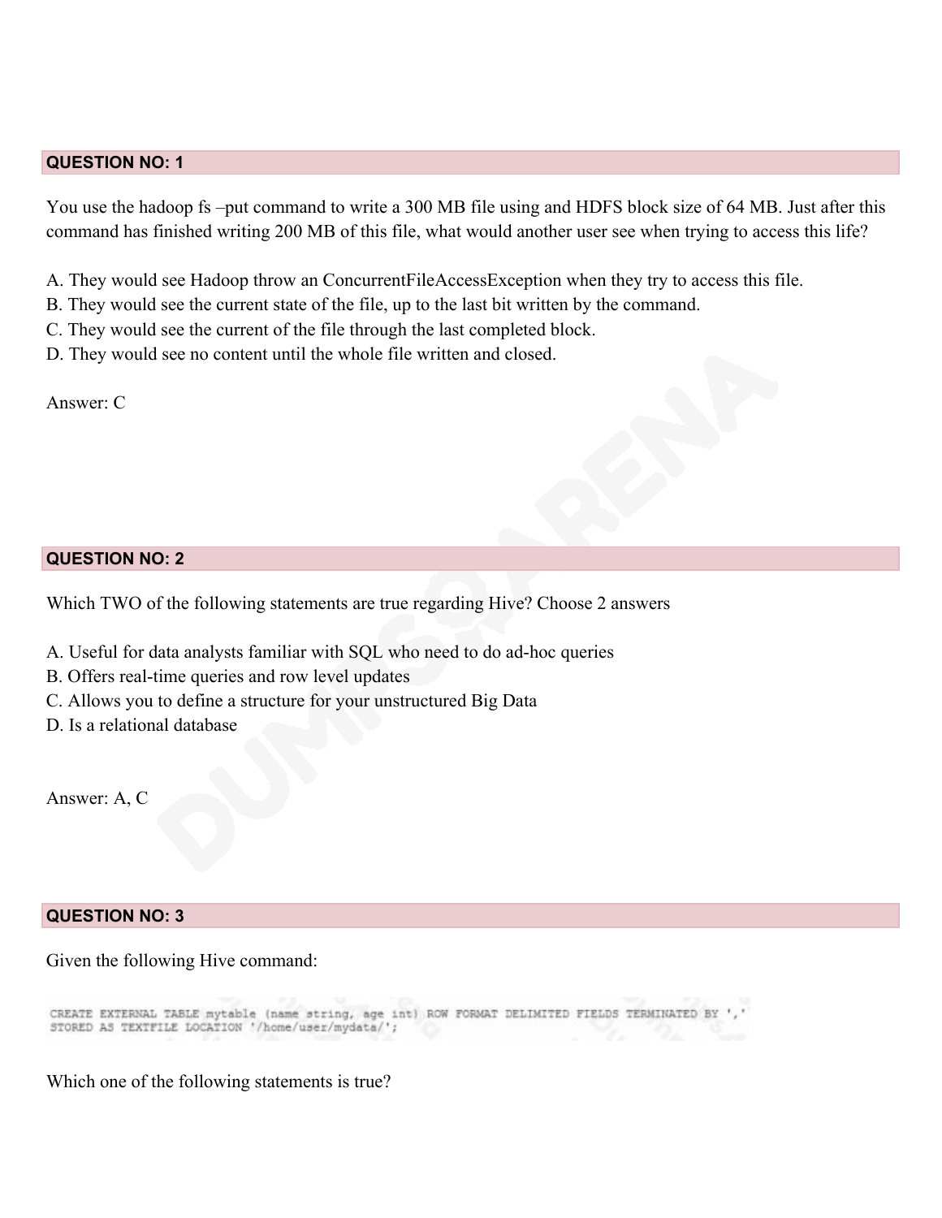## QUESTION NO: 1

You use the hadoop fs –put command to write a 300 MB file using and HDFS block size of 64 MB. Just after this command has finished writing 200 MB of this file, what would another user see when trying to access this life?

A. They would see Hadoop throw an ConcurrentFileAccessException when they try to access this file.
B. They would see the current state of the file, up to the last bit written by the command.
C. They would see the current of the file through the last completed block.
D. They would see no content until the whole file written and closed.

Answer: C

## QUESTION NO: 2

Which TWO of the following statements are true regarding Hive? Choose 2 answers

A. Useful for data analysts familiar with SQL who need to do ad-hoc queries
B. Offers real-time queries and row level updates
C. Allows you to define a structure for your unstructured Big Data
D. Is a relational database

Answer: A, C

## QUESTION NO: 3

Given the following Hive command:

```
CREATE EXTERNAL TABLE mytable (name string, age int) ROW FORMAT DELIMITED FIELDS TERMINATED BY ','
STORED AS TEXTFILE LOCATION '/home/user/mydata/';
```

Which one of the following statements is true?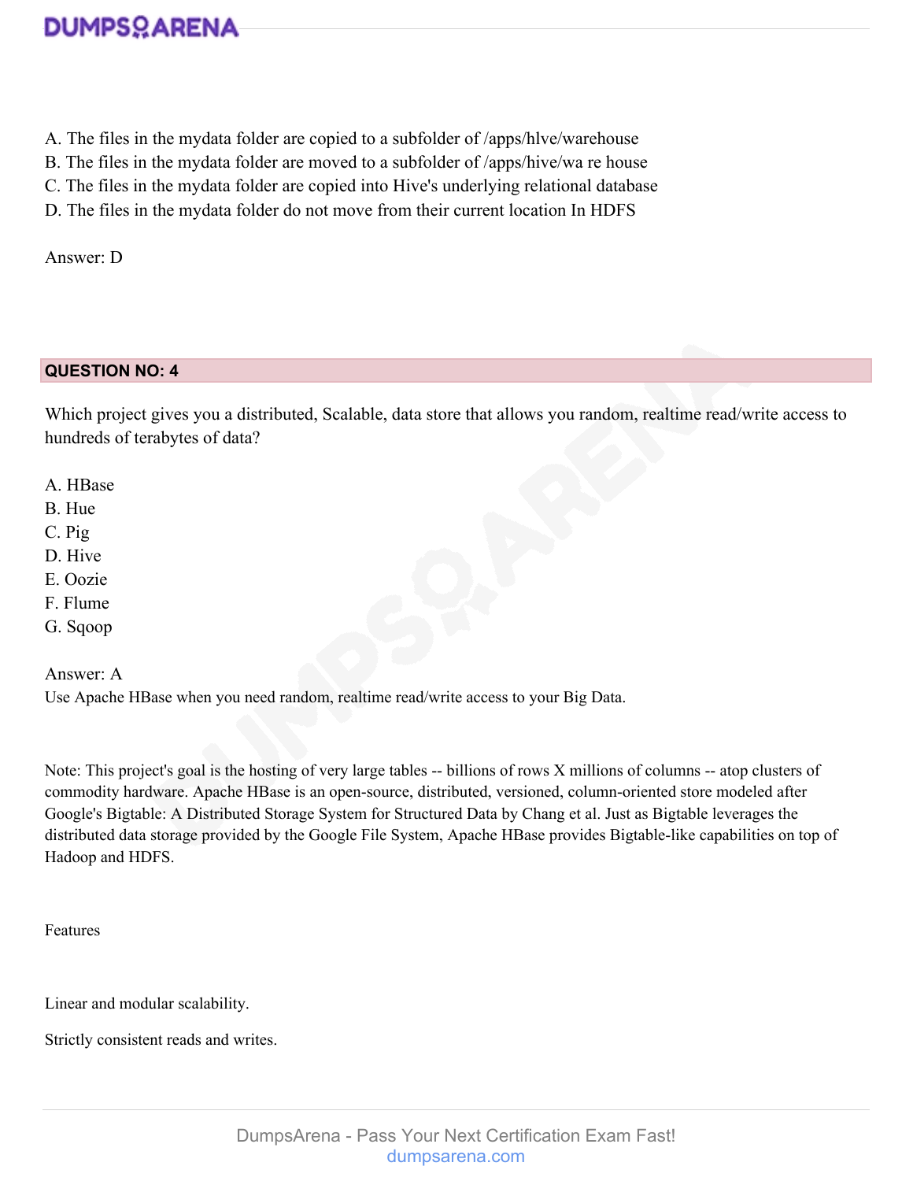A. The files in the mydata folder are copied to a subfolder of /apps/hlve/warehouse
B. The files in the mydata folder are moved to a subfolder of /apps/hive/wa re house
C. The files in the mydata folder are copied into Hive's underlying relational database
D. The files in the mydata folder do not move from their current location In HDFS

Answer: D

## QUESTION NO: 4

Which project gives you a distributed, Scalable, data store that allows you random, realtime read/write access to hundreds of terabytes of data?

A. HBase
B. Hue
C. Pig
D. Hive
E. Oozie
F. Flume
G. Sqoop

Answer: A
Use Apache HBase when you need random, realtime read/write access to your Big Data.

Note: This project's goal is the hosting of very large tables -- billions of rows X millions of columns -- atop clusters of commodity hardware. Apache HBase is an open-source, distributed, versioned, column-oriented store modeled after Google's Bigtable: A Distributed Storage System for Structured Data by Chang et al. Just as Bigtable leverages the distributed data storage provided by the Google File System, Apache HBase provides Bigtable-like capabilities on top of Hadoop and HDFS.

Features

Linear and modular scalability.

Strictly consistent reads and writes.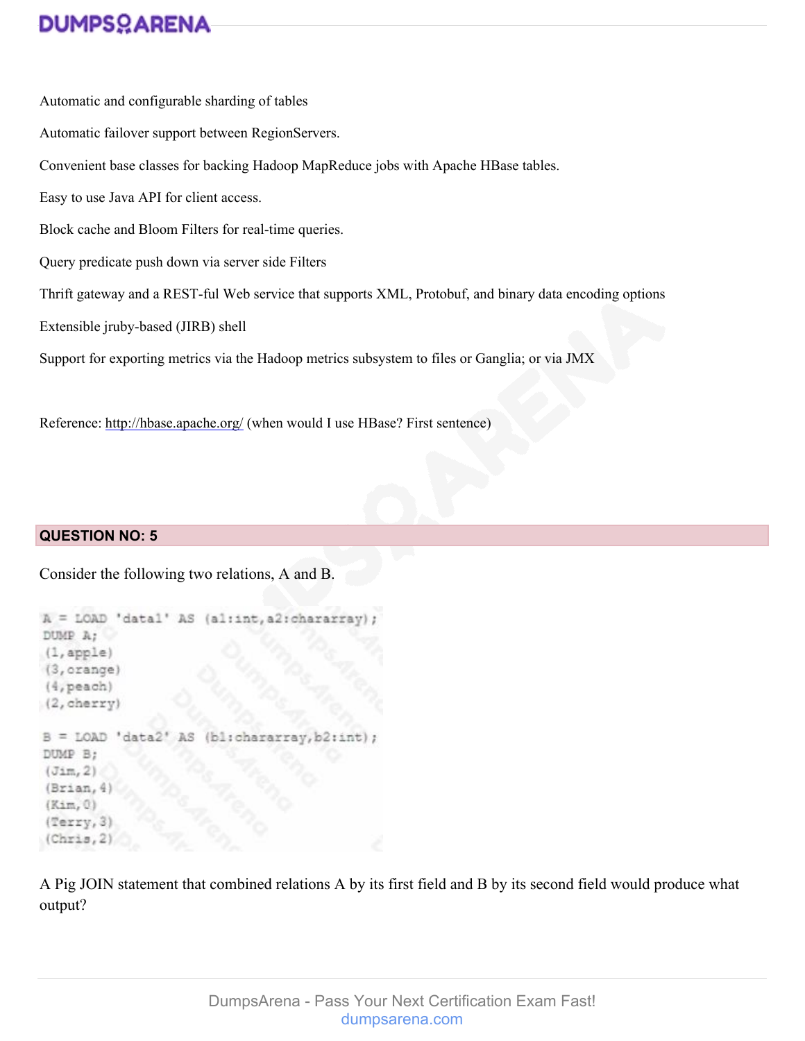Automatic and configurable sharding of tables

Automatic failover support between RegionServers.

Convenient base classes for backing Hadoop MapReduce jobs with Apache HBase tables.

Easy to use Java API for client access.

Block cache and Bloom Filters for real-time queries.

Query predicate push down via server side Filters

Thrift gateway and a REST-ful Web service that supports XML, Protobuf, and binary data encoding options

Extensible jruby-based (JIRB) shell

Support for exporting metrics via the Hadoop metrics subsystem to files or Ganglia; or via JMX

Reference: http://hbase.apache.org/ (when would I use HBase? First sentence)

## QUESTION NO: 5

Consider the following two relations, A and B.

```
A = LOAD 'data1' AS (a1:int,a2:chararray);
DUMP A;
(1,apple)
(3,orange)
(4,peach)
(2,cherry)

B = LOAD 'data2' AS (b1:chararray,b2:int);
DUMP B;
(Jim,2)
(Brian,4)
(Kim,0)
(Terry,3)
(Chris,2)
```

A Pig JOIN statement that combined relations A by its first field and B by its second field would produce what output?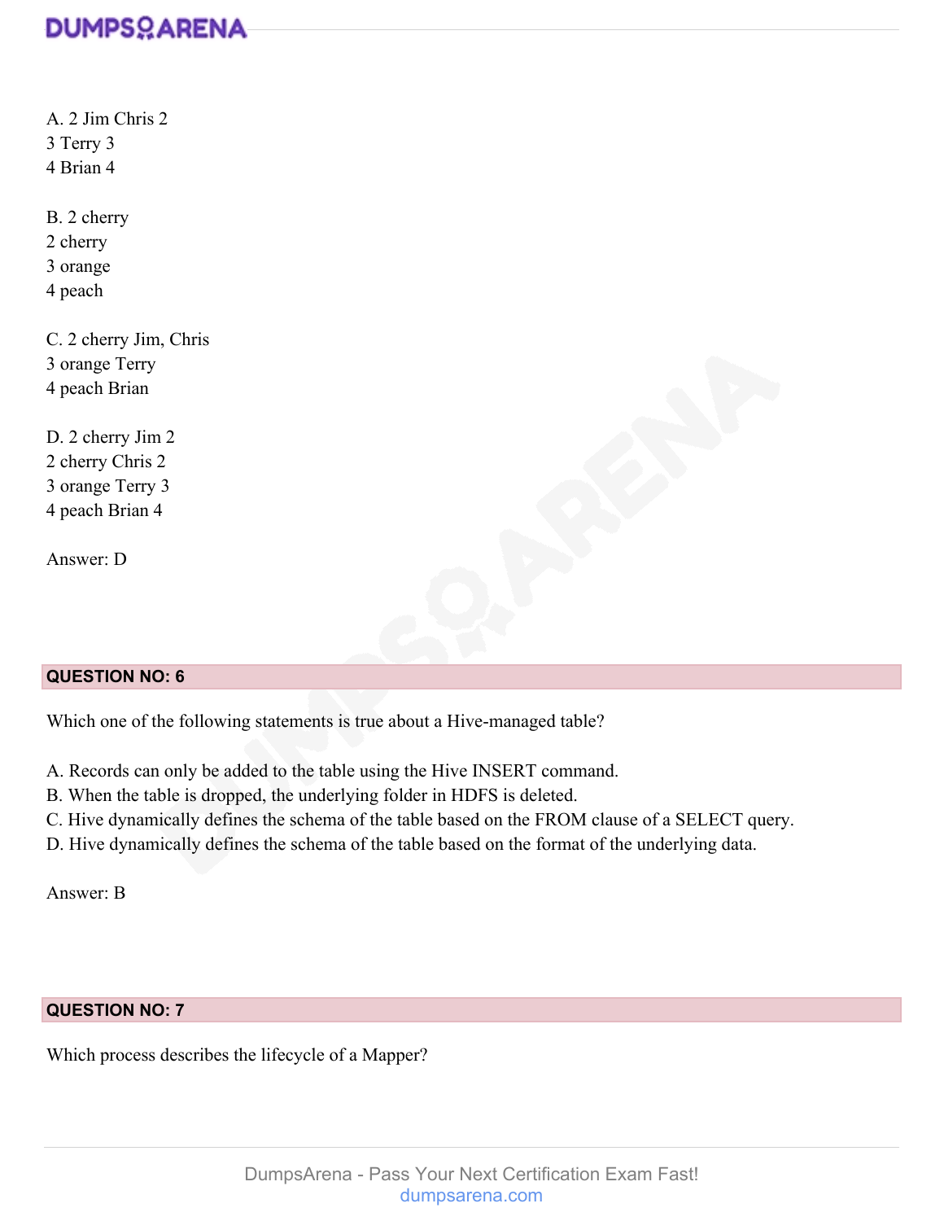A. 2 Jim Chris 2
3 Terry 3
4 Brian 4

B. 2 cherry
2 cherry
3 orange
4 peach

C. 2 cherry Jim, Chris
3 orange Terry
4 peach Brian

D. 2 cherry Jim 2
2 cherry Chris 2
3 orange Terry 3
4 peach Brian 4

Answer: D

**QUESTION NO: 6**

Which one of the following statements is true about a Hive-managed table?

A. Records can only be added to the table using the Hive INSERT command.
B. When the table is dropped, the underlying folder in HDFS is deleted.
C. Hive dynamically defines the schema of the table based on the FROM clause of a SELECT query.
D. Hive dynamically defines the schema of the table based on the format of the underlying data.

Answer: B

**QUESTION NO: 7**

Which process describes the lifecycle of a Mapper?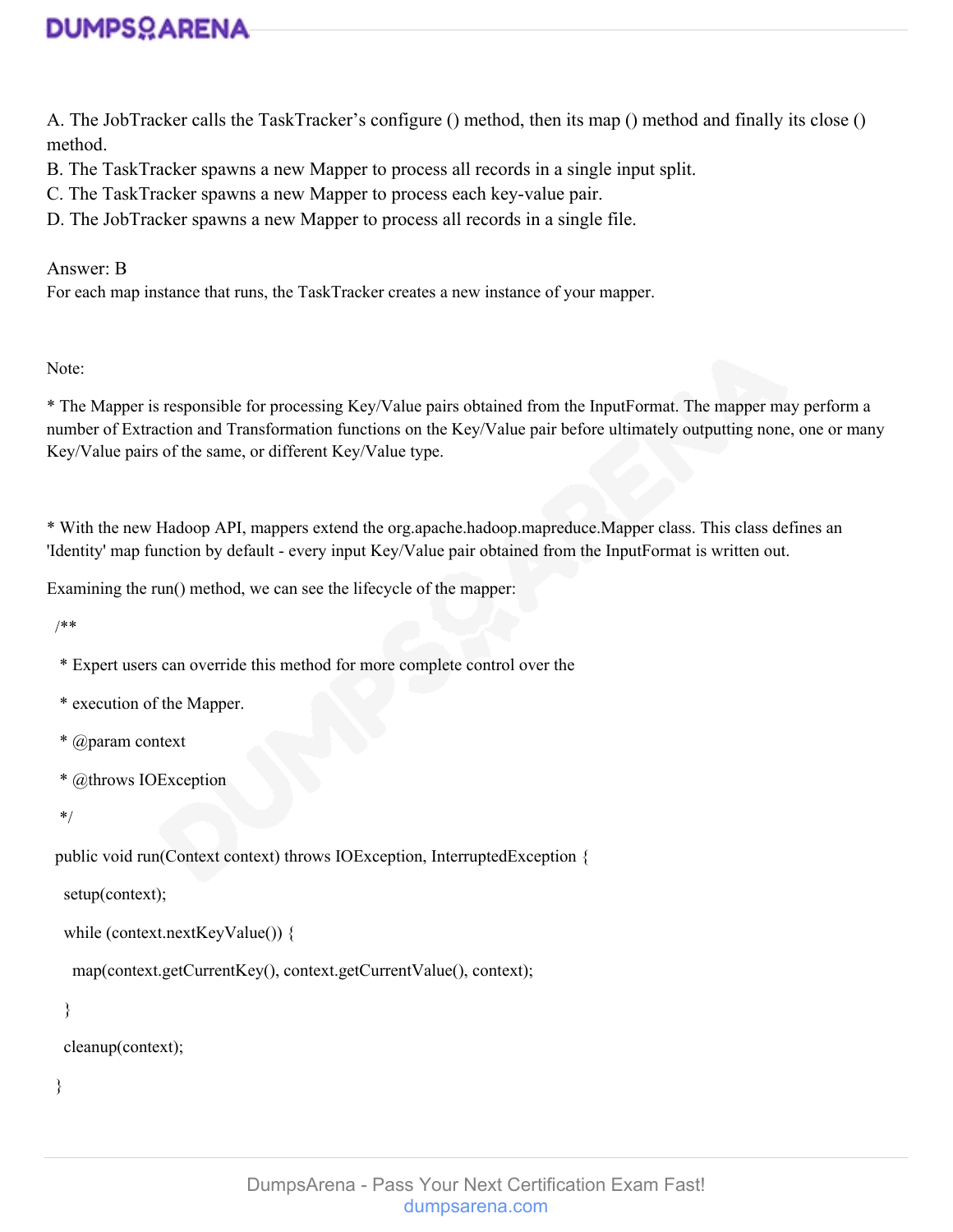A. The JobTracker calls the TaskTracker's configure () method, then its map () method and finally its close () method.
B. The TaskTracker spawns a new Mapper to process all records in a single input split.
C. The TaskTracker spawns a new Mapper to process each key-value pair.
D. The JobTracker spawns a new Mapper to process all records in a single file.

Answer: B
For each map instance that runs, the TaskTracker creates a new instance of your mapper.

Note:

* The Mapper is responsible for processing Key/Value pairs obtained from the InputFormat. The mapper may perform a number of Extraction and Transformation functions on the Key/Value pair before ultimately outputting none, one or many Key/Value pairs of the same, or different Key/Value type.

* With the new Hadoop API, mappers extend the org.apache.hadoop.mapreduce.Mapper class. This class defines an 'Identity' map function by default - every input Key/Value pair obtained from the InputFormat is written out.

Examining the run() method, we can see the lifecycle of the mapper:

```
/**
 * Expert users can override this method for more complete control over the
 * execution of the Mapper.
 * @param context
 * @throws IOException
 */
public void run(Context context) throws IOException, InterruptedException {
  setup(context);
  while (context.nextKeyValue()) {
    map(context.getCurrentKey(), context.getCurrentValue(), context);
  }
  cleanup(context);
}
```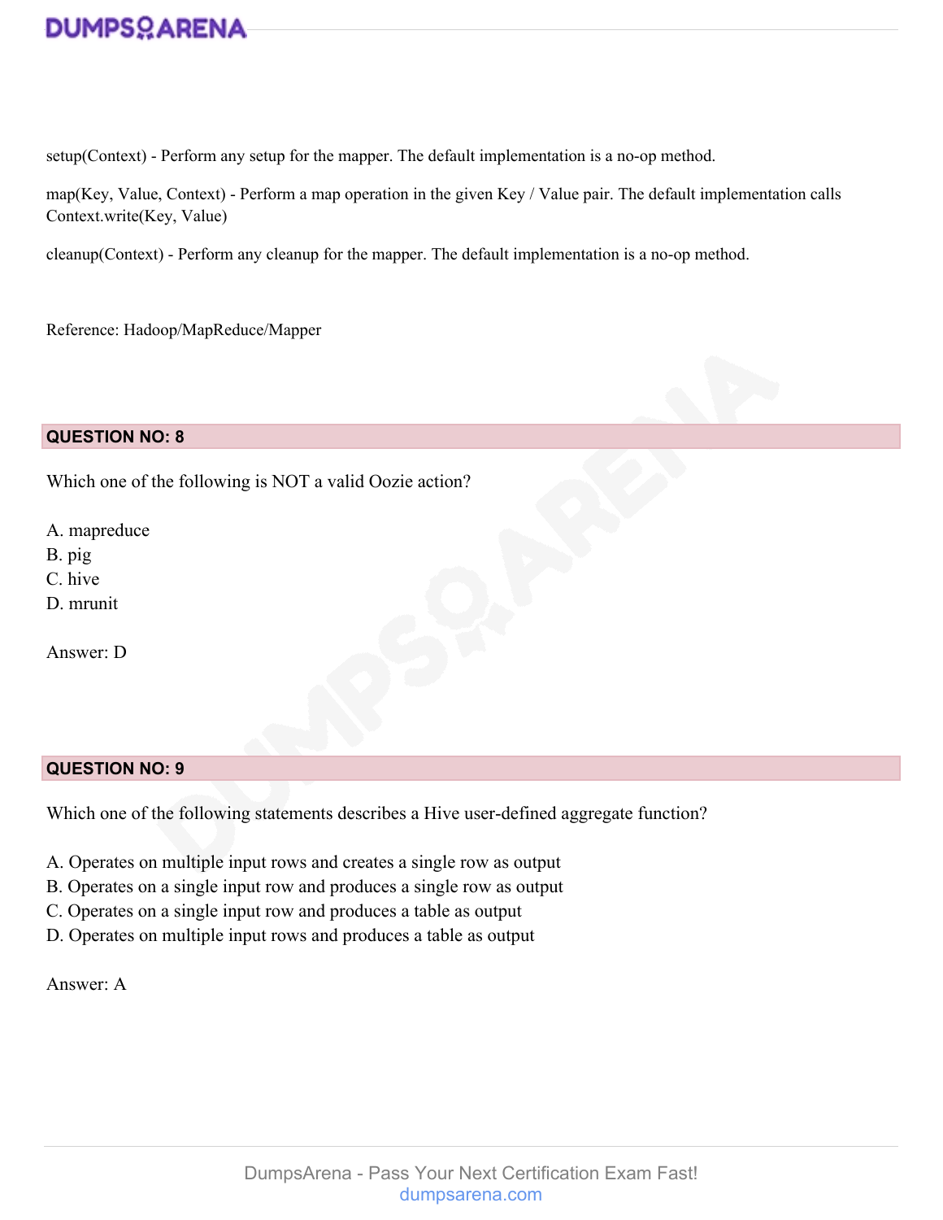setup(Context) - Perform any setup for the mapper. The default implementation is a no-op method.

map(Key, Value, Context) - Perform a map operation in the given Key / Value pair. The default implementation calls Context.write(Key, Value)

cleanup(Context) - Perform any cleanup for the mapper. The default implementation is a no-op method.

Reference: Hadoop/MapReduce/Mapper

## QUESTION NO: 8

Which one of the following is NOT a valid Oozie action?

A. mapreduce
B. pig
C. hive
D. mrunit

Answer: D

## QUESTION NO: 9

Which one of the following statements describes a Hive user-defined aggregate function?

A. Operates on multiple input rows and creates a single row as output
B. Operates on a single input row and produces a single row as output
C. Operates on a single input row and produces a table as output
D. Operates on multiple input rows and produces a table as output

Answer: A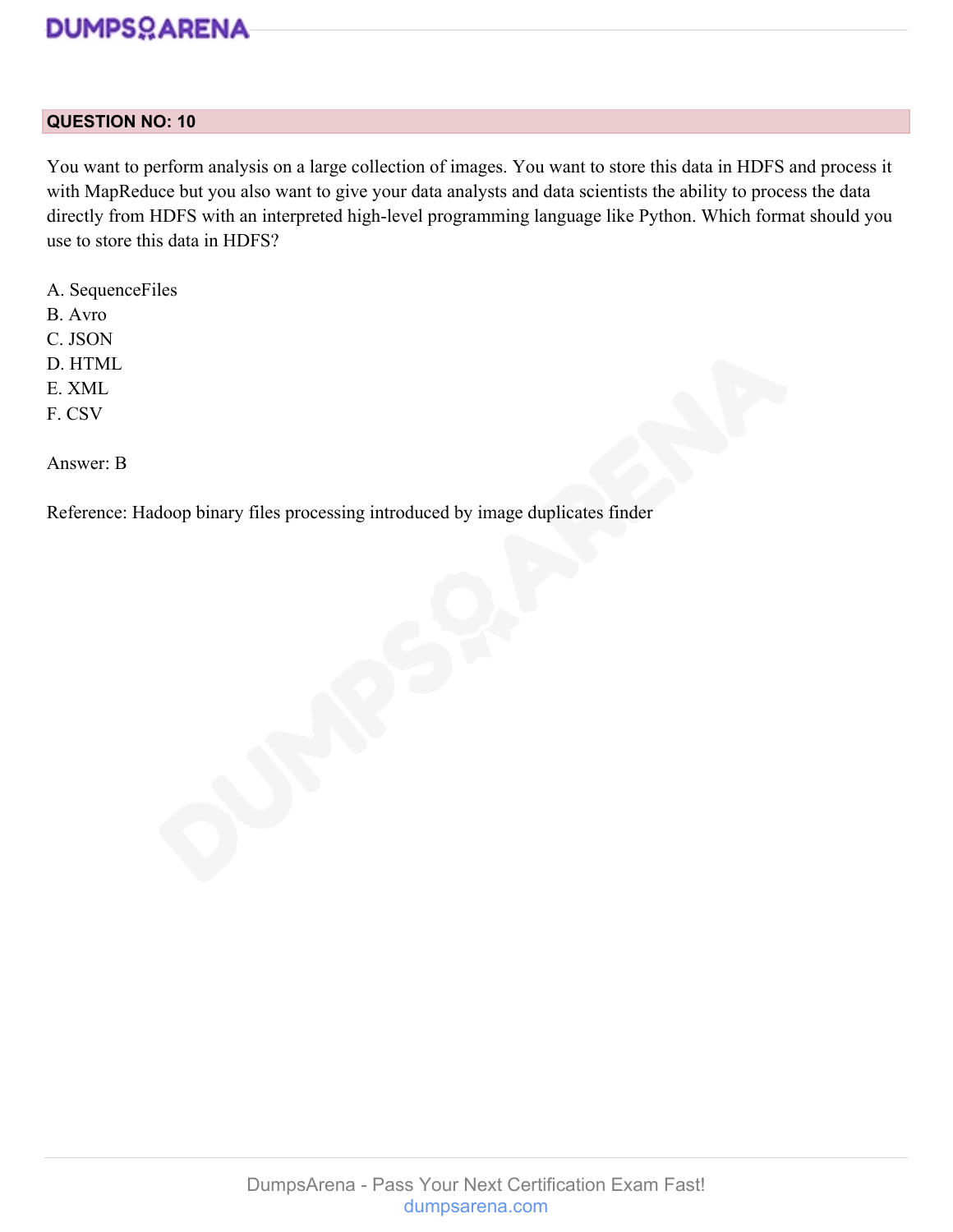**QUESTION NO: 10**

You want to perform analysis on a large collection of images. You want to store this data in HDFS and process it with MapReduce but you also want to give your data analysts and data scientists the ability to process the data directly from HDFS with an interpreted high-level programming language like Python. Which format should you use to store this data in HDFS?

A. SequenceFiles
B. Avro
C. JSON
D. HTML
E. XML
F. CSV

Answer: B

Reference: Hadoop binary files processing introduced by image duplicates finder